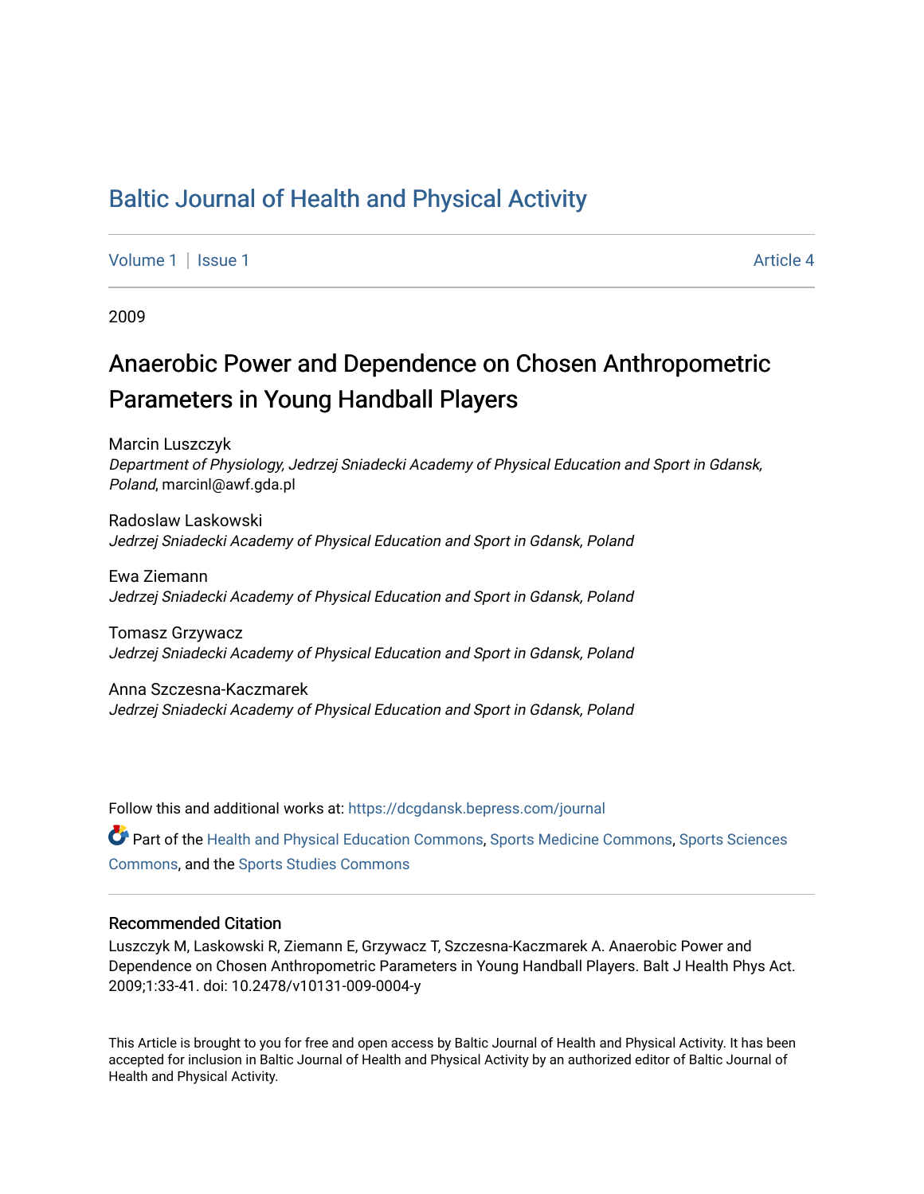# Baltic Journal of Health and Physical Activity

Volume 1 | Issue 1 Article 4

2009

## Anaerobic Power and Dependence on Chosen Anthropometric Parameters in Young Handball Players

Marcin Luszczyk
*Department of Physiology, Jedrzej Sniadecki Academy of Physical Education and Sport in Gdansk, Poland*, marcinl@awf.gda.pl

Radoslaw Laskowski
*Jedrzej Sniadecki Academy of Physical Education and Sport in Gdansk, Poland*

Ewa Ziemann
*Jedrzej Sniadecki Academy of Physical Education and Sport in Gdansk, Poland*

Tomasz Grzywacz
*Jedrzej Sniadecki Academy of Physical Education and Sport in Gdansk, Poland*

Anna Szczesna-Kaczmarek
*Jedrzej Sniadecki Academy of Physical Education and Sport in Gdansk, Poland*

Follow this and additional works at: https://dcgdansk.bepress.com/journal

Part of the Health and Physical Education Commons, Sports Medicine Commons, Sports Sciences Commons, and the Sports Studies Commons

### Recommended Citation

Luszczyk M, Laskowski R, Ziemann E, Grzywacz T, Szczesna-Kaczmarek A. Anaerobic Power and Dependence on Chosen Anthropometric Parameters in Young Handball Players. Balt J Health Phys Act. 2009;1:33-41. doi: 10.2478/v10131-009-0004-y

This Article is brought to you for free and open access by Baltic Journal of Health and Physical Activity. It has been accepted for inclusion in Baltic Journal of Health and Physical Activity by an authorized editor of Baltic Journal of Health and Physical Activity.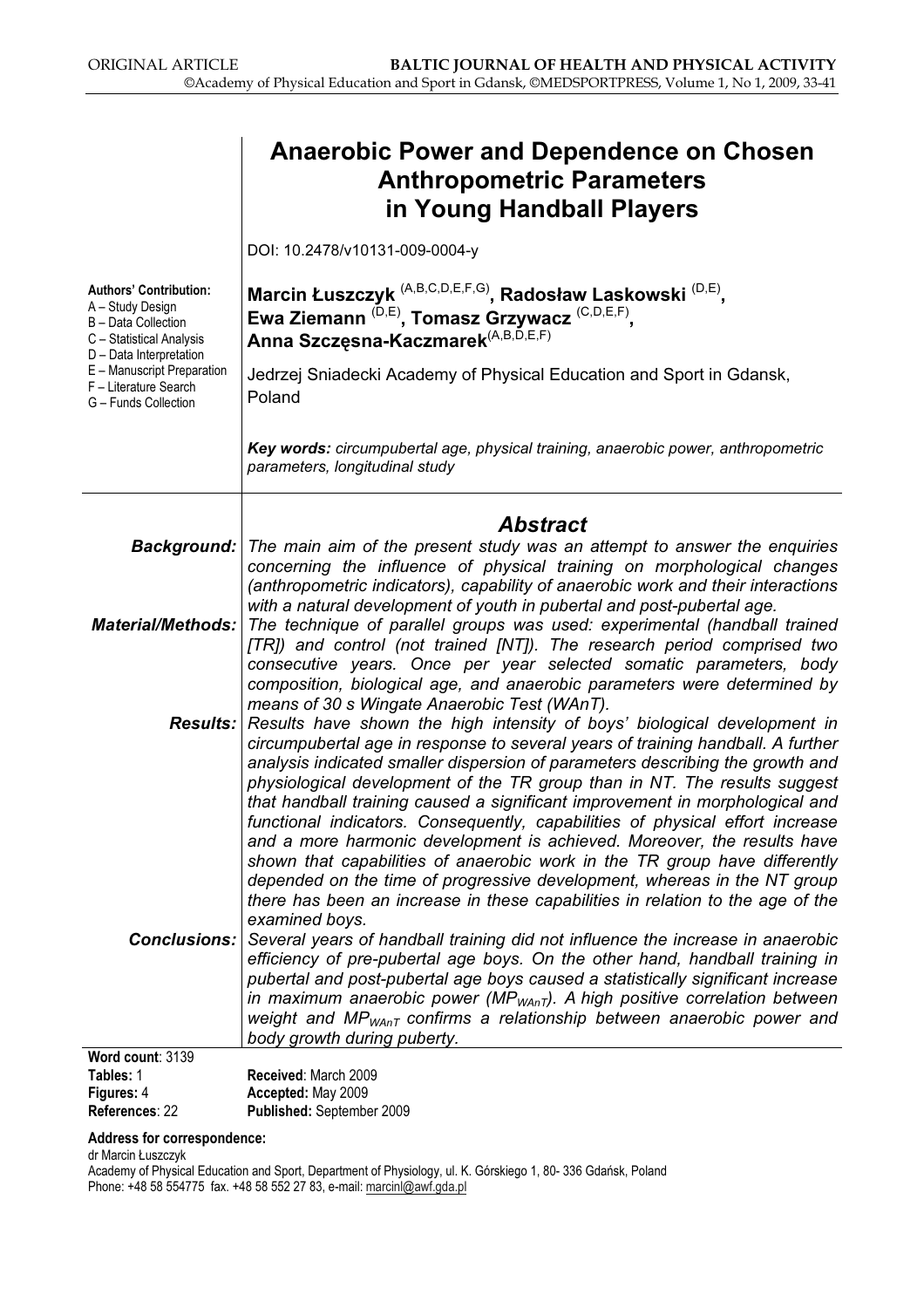# Anaerobic Power and Dependence on Chosen Anthropometric Parameters in Young Handball Players

DOI: 10.2478/v10131-009-0004-y

**Authors' Contribution:**
A – Study Design
B – Data Collection
C – Statistical Analysis
D – Data Interpretation
E – Manuscript Preparation
F – Literature Search
G – Funds Collection

**Marcin Łuszczyk** (A,B,C,D,E,F,G), **Radosław Laskowski** (D,E), **Ewa Ziemann** (D,E), **Tomasz Grzywacz** (C,D,E,F), **Anna Szczęsna-Kaczmarek** (A,B,D,E,F)

Jedrzej Sniadecki Academy of Physical Education and Sport in Gdansk, Poland

***Key words:*** *circumpubertal age, physical training, anaerobic power, anthropometric parameters, longitudinal study*

## *Abstract*

***Background:*** *The main aim of the present study was an attempt to answer the enquiries concerning the influence of physical training on morphological changes (anthropometric indicators), capability of anaerobic work and their interactions with a natural development of youth in pubertal and post-pubertal age.*

***Material/Methods:*** *The technique of parallel groups was used: experimental (handball trained [TR]) and control (not trained [NT]). The research period comprised two consecutive years. Once per year selected somatic parameters, body composition, biological age, and anaerobic parameters were determined by means of 30 s Wingate Anaerobic Test (WAnT).*

***Results:*** *Results have shown the high intensity of boys' biological development in circumpubertal age in response to several years of training handball. A further analysis indicated smaller dispersion of parameters describing the growth and physiological development of the TR group than in NT. The results suggest that handball training caused a significant improvement in morphological and functional indicators. Consequently, capabilities of physical effort increase and a more harmonic development is achieved. Moreover, the results have shown that capabilities of anaerobic work in the TR group have differently depended on the time of progressive development, whereas in the NT group there has been an increase in these capabilities in relation to the age of the examined boys.*

***Conclusions:*** *Several years of handball training did not influence the increase in anaerobic efficiency of pre-pubertal age boys. On the other hand, handball training in pubertal and post-pubertal age boys caused a statistically significant increase in maximum anaerobic power ($MP_{WAnT}$). A high positive correlation between weight and $MP_{WAnT}$ confirms a relationship between anaerobic power and body growth during puberty.*

**Word count**: 3139
**Tables:** 1
**Figures:** 4
**References**: 22

**Received**: March 2009
**Accepted:** May 2009
**Published:** September 2009

**Address for correspondence:**
dr Marcin Łuszczyk
Academy of Physical Education and Sport, Department of Physiology, ul. K. Górskiego 1, 80- 336 Gdańsk, Poland
Phone: +48 58 554775 fax. +48 58 552 27 83, e-mail: marcinl@awf.gda.pl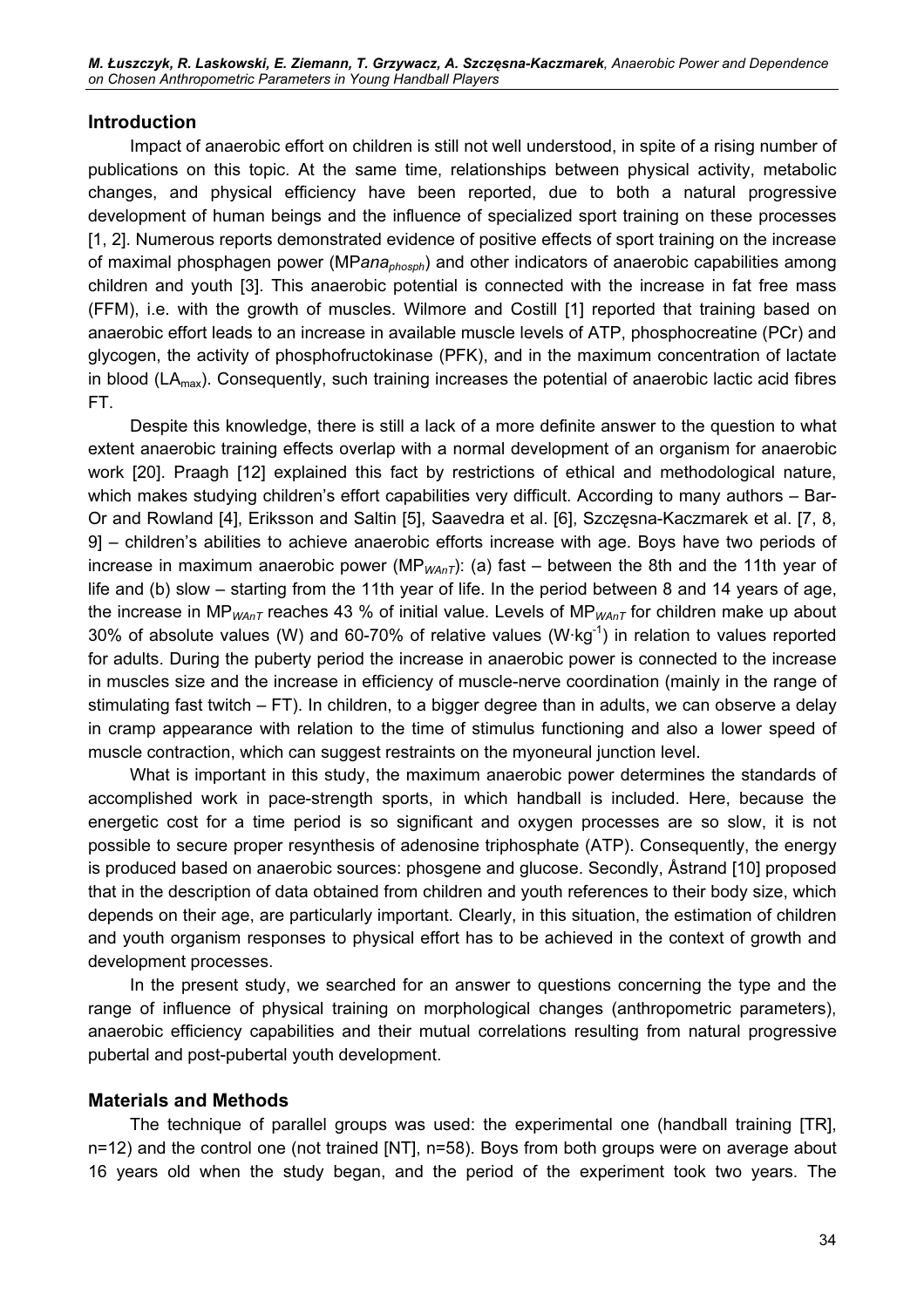## Introduction

Impact of anaerobic effort on children is still not well understood, in spite of a rising number of publications on this topic. At the same time, relationships between physical activity, metabolic changes, and physical efficiency have been reported, due to both a natural progressive development of human beings and the influence of specialized sport training on these processes [1, 2]. Numerous reports demonstrated evidence of positive effects of sport training on the increase of maximal phosphagen power ($MPana_{phosph}$) and other indicators of anaerobic capabilities among children and youth [3]. This anaerobic potential is connected with the increase in fat free mass (FFM), i.e. with the growth of muscles. Wilmore and Costill [1] reported that training based on anaerobic effort leads to an increase in available muscle levels of ATP, phosphocreatine (PCr) and glycogen, the activity of phosphofructokinase (PFK), and in the maximum concentration of lactate in blood ($LA_{max}$). Consequently, such training increases the potential of anaerobic lactic acid fibres FT.

Despite this knowledge, there is still a lack of a more definite answer to the question to what extent anaerobic training effects overlap with a normal development of an organism for anaerobic work [20]. Praagh [12] explained this fact by restrictions of ethical and methodological nature, which makes studying children's effort capabilities very difficult. According to many authors – Bar-Or and Rowland [4], Eriksson and Saltin [5], Saavedra et al. [6], Szczęsna-Kaczmarek et al. [7, 8, 9] – children's abilities to achieve anaerobic efforts increase with age. Boys have two periods of increase in maximum anaerobic power ($MP_{WAnT}$): (a) fast – between the 8th and the 11th year of life and (b) slow – starting from the 11th year of life. In the period between 8 and 14 years of age, the increase in $MP_{WAnT}$ reaches 43 % of initial value. Levels of $MP_{WAnT}$ for children make up about 30% of absolute values (W) and 60-70% of relative values ($W \cdot kg^{-1}$) in relation to values reported for adults. During the puberty period the increase in anaerobic power is connected to the increase in muscles size and the increase in efficiency of muscle-nerve coordination (mainly in the range of stimulating fast twitch – FT). In children, to a bigger degree than in adults, we can observe a delay in cramp appearance with relation to the time of stimulus functioning and also a lower speed of muscle contraction, which can suggest restraints on the myoneural junction level.

What is important in this study, the maximum anaerobic power determines the standards of accomplished work in pace-strength sports, in which handball is included. Here, because the energetic cost for a time period is so significant and oxygen processes are so slow, it is not possible to secure proper resynthesis of adenosine triphosphate (ATP). Consequently, the energy is produced based on anaerobic sources: phosgene and glucose. Secondly, Åstrand [10] proposed that in the description of data obtained from children and youth references to their body size, which depends on their age, are particularly important. Clearly, in this situation, the estimation of children and youth organism responses to physical effort has to be achieved in the context of growth and development processes.

In the present study, we searched for an answer to questions concerning the type and the range of influence of physical training on morphological changes (anthropometric parameters), anaerobic efficiency capabilities and their mutual correlations resulting from natural progressive pubertal and post-pubertal youth development.

## Materials and Methods

The technique of parallel groups was used: the experimental one (handball training [TR], n=12) and the control one (not trained [NT], n=58). Boys from both groups were on average about 16 years old when the study began, and the period of the experiment took two years. The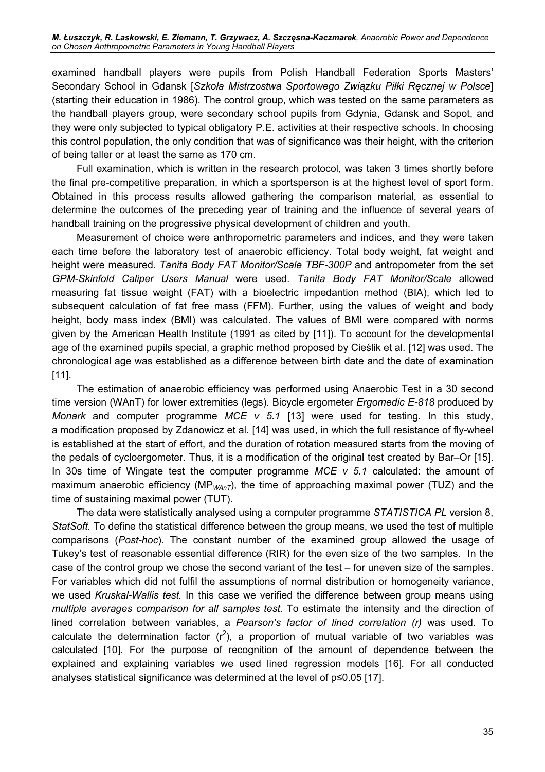examined handball players were pupils from Polish Handball Federation Sports Masters' Secondary School in Gdansk [*Szkoła Mistrzostwa Sportowego Związku Piłki Ręcznej w Polsce*] (starting their education in 1986). The control group, which was tested on the same parameters as the handball players group, were secondary school pupils from Gdynia, Gdansk and Sopot, and they were only subjected to typical obligatory P.E. activities at their respective schools. In choosing this control population, the only condition that was of significance was their height, with the criterion of being taller or at least the same as 170 cm.

Full examination, which is written in the research protocol, was taken 3 times shortly before the final pre-competitive preparation, in which a sportsperson is at the highest level of sport form. Obtained in this process results allowed gathering the comparison material, as essential to determine the outcomes of the preceding year of training and the influence of several years of handball training on the progressive physical development of children and youth.

Measurement of choice were anthropometric parameters and indices, and they were taken each time before the laboratory test of anaerobic efficiency. Total body weight, fat weight and height were measured. *Tanita Body FAT Monitor/Scale TBF-300P* and antropometer from the set *GPM-Skinfold Caliper Users Manual* were used. *Tanita Body FAT Monitor/Scale* allowed measuring fat tissue weight (FAT) with a bioelectric impedantion method (BIA), which led to subsequent calculation of fat free mass (FFM). Further, using the values of weight and body height, body mass index (BMI) was calculated. The values of BMI were compared with norms given by the American Health Institute (1991 as cited by [11]). To account for the developmental age of the examined pupils special, a graphic method proposed by Cieślik et al. [12] was used. The chronological age was established as a difference between birth date and the date of examination [11].

The estimation of anaerobic efficiency was performed using Anaerobic Test in a 30 second time version (WAnT) for lower extremities (legs). Bicycle ergometer *Ergomedic E-818* produced by *Monark* and computer programme *MCE v 5.1* [13] were used for testing. In this study, a modification proposed by Zdanowicz et al. [14] was used, in which the full resistance of fly-wheel is established at the start of effort, and the duration of rotation measured starts from the moving of the pedals of cycloergometer. Thus, it is a modification of the original test created by Bar–Or [15]. In 30s time of Wingate test the computer programme *MCE v 5.1* calculated: the amount of maximum anaerobic efficiency ($MP_{WAnT}$), the time of approaching maximal power (TUZ) and the time of sustaining maximal power (TUT).

The data were statistically analysed using a computer programme *STATISTICA PL* version 8, *StatSoft*. To define the statistical difference between the group means, we used the test of multiple comparisons (*Post-hoc*). The constant number of the examined group allowed the usage of Tukey's test of reasonable essential difference (RIR) for the even size of the two samples. In the case of the control group we chose the second variant of the test – for uneven size of the samples. For variables which did not fulfil the assumptions of normal distribution or homogeneity variance, we used *Kruskal-Wallis test*. In this case we verified the difference between group means using *multiple averages comparison for all samples test*. To estimate the intensity and the direction of lined correlation between variables, a *Pearson's factor of lined correlation (r)* was used. To calculate the determination factor ($r^2$), a proportion of mutual variable of two variables was calculated [10]. For the purpose of recognition of the amount of dependence between the explained and explaining variables we used lined regression models [16]. For all conducted analyses statistical significance was determined at the level of $p \leq 0.05$ [17].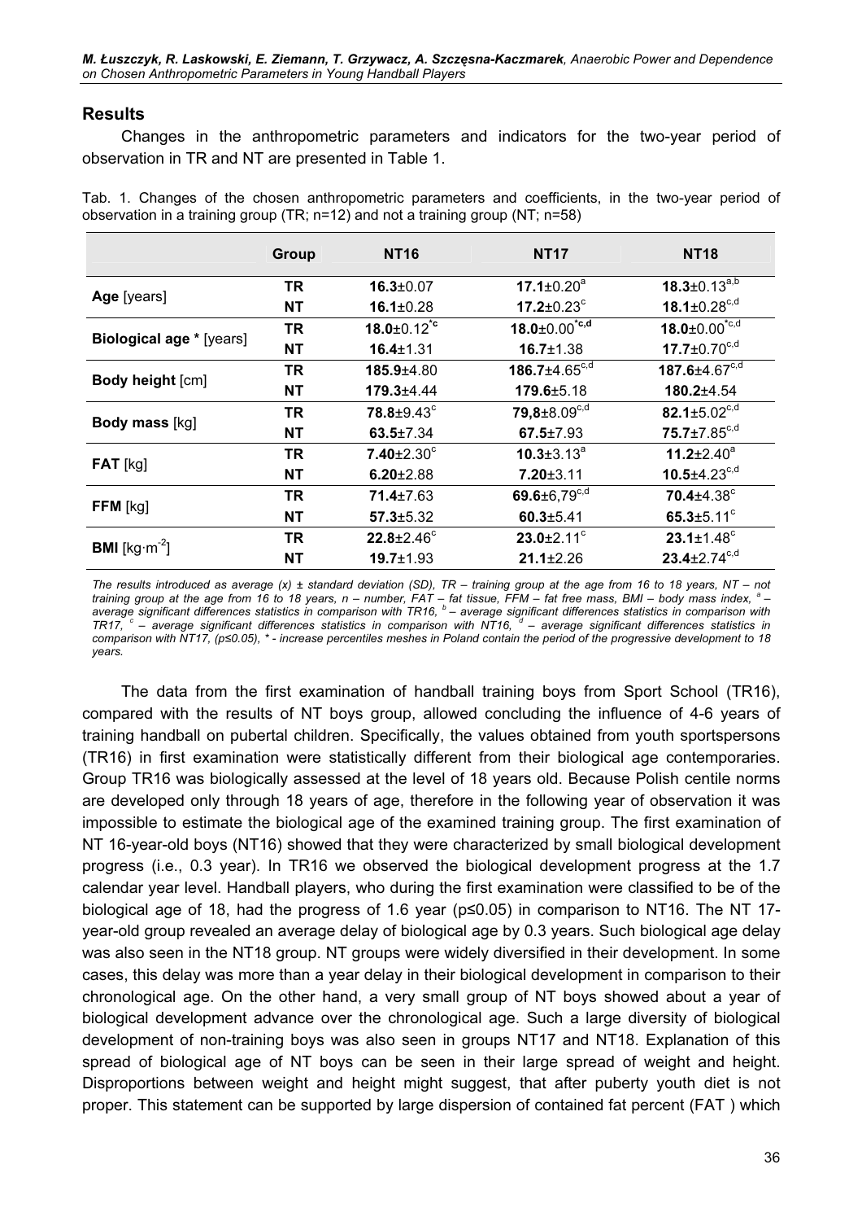## Results

Changes in the anthropometric parameters and indicators for the two-year period of observation in TR and NT are presented in Table 1.

Tab. 1. Changes of the chosen anthropometric parameters and coefficients, in the two-year period of observation in a training group (TR; n=12) and not a training group (NT; n=58)

| | Group | NT16 | NT17 | NT18 |
|---|---|---|---|---|
| **Age** [years] | **TR** | **16.3**±0.07 | **17.1**±0.20[a] | **18.3**±0.13[a,b] |
| | **NT** | **16.1**±0.28 | **17.2**±0.23[c] | **18.1**±0.28[c,d] |
| **Biological age \*** [years] | **TR** | **18.0**±0.12[*c] | **18.0**±0.00[*c,d] | **18.0**±0.00[*c,d] |
| | **NT** | **16.4**±1.31 | **16.7**±1.38 | **17.7**±0.70[c,d] |
| **Body height** [cm] | **TR** | **185.9**±4.80 | **186.7**±4.65[c,d] | **187.6**±4.67[c,d] |
| | **NT** | **179.3**±4.44 | **179.6**±5.18 | **180.2**±4.54 |
| **Body mass** [kg] | **TR** | **78.8**±9.43[c] | **79,8**±8.09[c,d] | **82.1**±5.02[c,d] |
| | **NT** | **63.5**±7.34 | **67.5**±7.93 | **75.7**±7.85[c,d] |
| **FAT** [kg] | **TR** | **7.40**±2.30[c] | **10.3**±3.13[a] | **11.2**±2.40[a] |
| | **NT** | **6.20**±2.88 | **7.20**±3.11 | **10.5**±4.23[c,d] |
| **FFM** [kg] | **TR** | **71.4**±7.63 | **69.6**±6,79[c,d] | **70.4**±4.38[c] |
| | **NT** | **57.3**±5.32 | **60.3**±5.41 | **65.3**±5.11[c] |
| **BMI** [$kg \cdot m^{-2}$] | **TR** | **22.8**±2.46[c] | **23.0**±2.11[c] | **23.1**±1.48[c] |
| | **NT** | **19.7**±1.93 | **21.1**±2.26 | **23.4**±2.74[c,d] |

*The results introduced as average (x) ± standard deviation (SD), TR – training group at the age from 16 to 18 years, NT – not training group at the age from 16 to 18 years, n – number, FAT – fat tissue, FFM – fat free mass, BMI – body mass index, [a] – average significant differences statistics in comparison with TR16, [b] – average significant differences statistics in comparison with TR17, [c] – average significant differences statistics in comparison with NT16, [d] – average significant differences statistics in comparison with NT17, (p≤0.05), \* - increase percentiles meshes in Poland contain the period of the progressive development to 18 years.*

The data from the first examination of handball training boys from Sport School (TR16), compared with the results of NT boys group, allowed concluding the influence of 4-6 years of training handball on pubertal children. Specifically, the values obtained from youth sportspersons (TR16) in first examination were statistically different from their biological age contemporaries. Group TR16 was biologically assessed at the level of 18 years old. Because Polish centile norms are developed only through 18 years of age, therefore in the following year of observation it was impossible to estimate the biological age of the examined training group. The first examination of NT 16-year-old boys (NT16) showed that they were characterized by small biological development progress (i.e., 0.3 year). In TR16 we observed the biological development progress at the 1.7 calendar year level. Handball players, who during the first examination were classified to be of the biological age of 18, had the progress of 1.6 year ($p \leq 0.05$) in comparison to NT16. The NT 17-year-old group revealed an average delay of biological age by 0.3 years. Such biological age delay was also seen in the NT18 group. NT groups were widely diversified in their development. In some cases, this delay was more than a year delay in their biological development in comparison to their chronological age. On the other hand, a very small group of NT boys showed about a year of biological development advance over the chronological age. Such a large diversity of biological development of non-training boys was also seen in groups NT17 and NT18. Explanation of this spread of biological age of NT boys can be seen in their large spread of weight and height. Disproportions between weight and height might suggest, that after puberty youth diet is not proper. This statement can be supported by large dispersion of contained fat percent (FAT ) which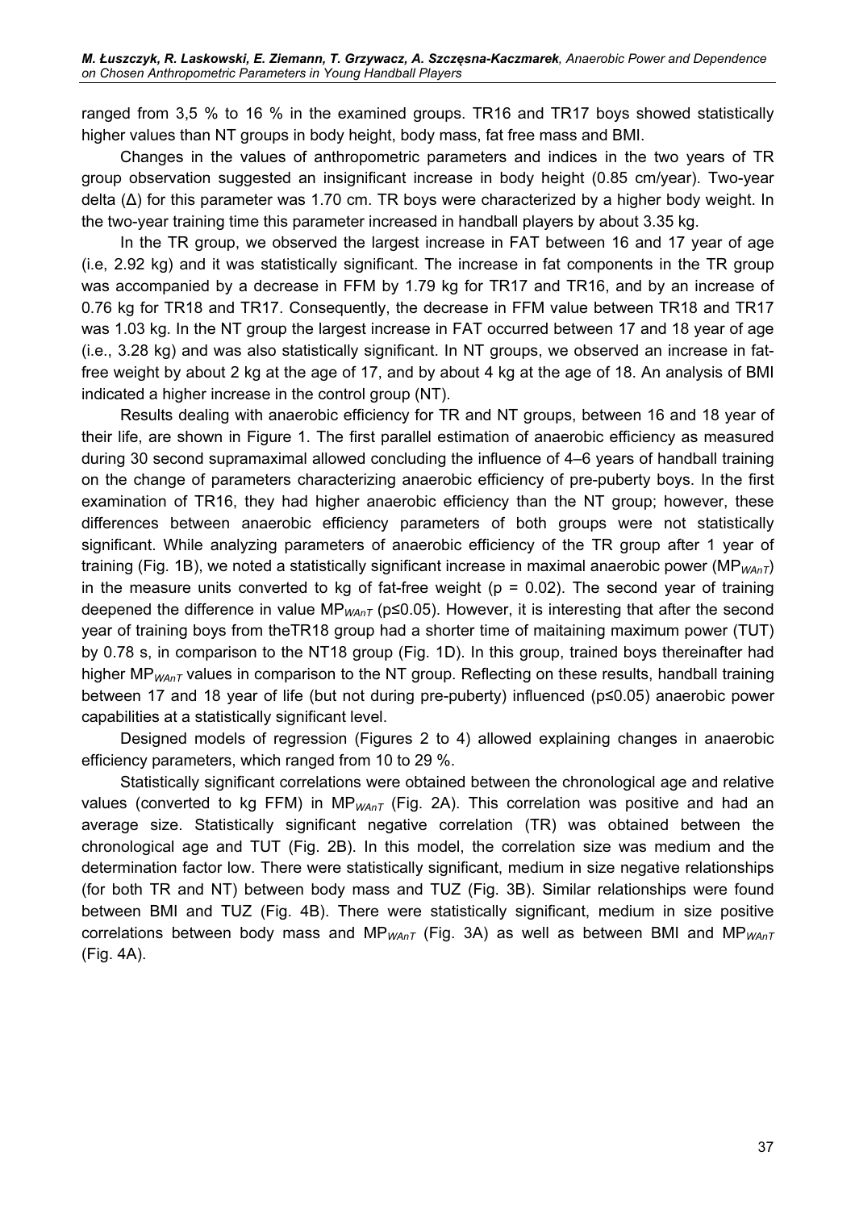ranged from 3,5 % to 16 % in the examined groups. TR16 and TR17 boys showed statistically higher values than NT groups in body height, body mass, fat free mass and BMI.

Changes in the values of anthropometric parameters and indices in the two years of TR group observation suggested an insignificant increase in body height (0.85 cm/year). Two-year delta (Δ) for this parameter was 1.70 cm. TR boys were characterized by a higher body weight. In the two-year training time this parameter increased in handball players by about 3.35 kg.

In the TR group, we observed the largest increase in FAT between 16 and 17 year of age (i.e, 2.92 kg) and it was statistically significant. The increase in fat components in the TR group was accompanied by a decrease in FFM by 1.79 kg for TR17 and TR16, and by an increase of 0.76 kg for TR18 and TR17. Consequently, the decrease in FFM value between TR18 and TR17 was 1.03 kg. In the NT group the largest increase in FAT occurred between 17 and 18 year of age (i.e., 3.28 kg) and was also statistically significant. In NT groups, we observed an increase in fat-free weight by about 2 kg at the age of 17, and by about 4 kg at the age of 18. An analysis of BMI indicated a higher increase in the control group (NT).

Results dealing with anaerobic efficiency for TR and NT groups, between 16 and 18 year of their life, are shown in Figure 1. The first parallel estimation of anaerobic efficiency as measured during 30 second supramaximal allowed concluding the influence of 4–6 years of handball training on the change of parameters characterizing anaerobic efficiency of pre-puberty boys. In the first examination of TR16, they had higher anaerobic efficiency than the NT group; however, these differences between anaerobic efficiency parameters of both groups were not statistically significant. While analyzing parameters of anaerobic efficiency of the TR group after 1 year of training (Fig. 1B), we noted a statistically significant increase in maximal anaerobic power ($MP_{WAnT}$) in the measure units converted to kg of fat-free weight ($p = 0.02$). The second year of training deepened the difference in value $MP_{WAnT}$ ($p \leq 0.05$). However, it is interesting that after the second year of training boys from theTR18 group had a shorter time of maitaining maximum power (TUT) by 0.78 s, in comparison to the NT18 group (Fig. 1D). In this group, trained boys thereinafter had higher $MP_{WAnT}$ values in comparison to the NT group. Reflecting on these results, handball training between 17 and 18 year of life (but not during pre-puberty) influenced ($p \leq 0.05$) anaerobic power capabilities at a statistically significant level.

Designed models of regression (Figures 2 to 4) allowed explaining changes in anaerobic efficiency parameters, which ranged from 10 to 29 %.

Statistically significant correlations were obtained between the chronological age and relative values (converted to kg FFM) in $MP_{WAnT}$ (Fig. 2A). This correlation was positive and had an average size. Statistically significant negative correlation (TR) was obtained between the chronological age and TUT (Fig. 2B). In this model, the correlation size was medium and the determination factor low. There were statistically significant, medium in size negative relationships (for both TR and NT) between body mass and TUZ (Fig. 3B). Similar relationships were found between BMI and TUZ (Fig. 4B). There were statistically significant, medium in size positive correlations between body mass and $MP_{WAnT}$ (Fig. 3A) as well as between BMI and $MP_{WAnT}$ (Fig. 4A).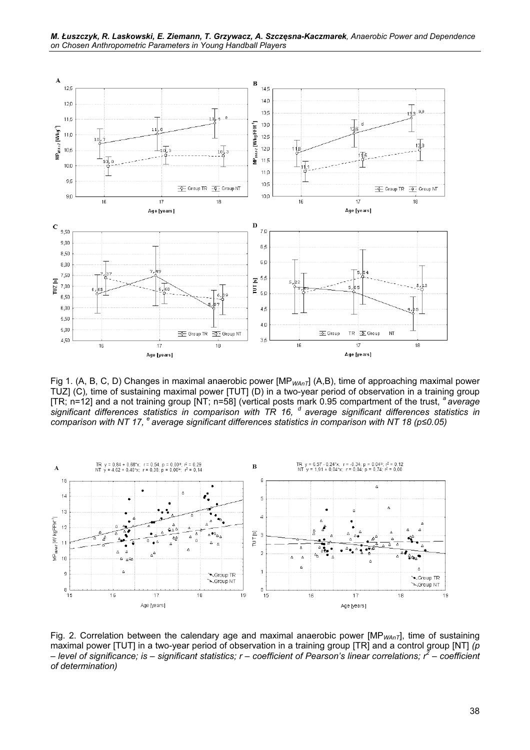Fig 1. (A, B, C, D) Changes in maximal anaerobic power [$MP_{WAnT}$] (A,B), time of approaching maximal power TUZ] (C), time of sustaining maximal power [TUT] (D) in a two-year period of observation in a training group [TR; n=12] and a not training group [NT; n=58] (vertical posts mark 0.95 compartment of the trust, [a] *average significant differences statistics in comparison with TR 16,* [d] *average significant differences statistics in comparison with NT 17,* [e] *average significant differences statistics in comparison with NT 18 (p≤0.05)*

Fig. 2. Correlation between the calendary age and maximal anaerobic power [$MP_{WAnT}$], time of sustaining maximal power [TUT] in a two-year period of observation in a training group [TR] and a control group [NT] *(p – level of significance; is – significant statistics; r – coefficient of Pearson's linear correlations; $r^2$ – coefficient of determination)*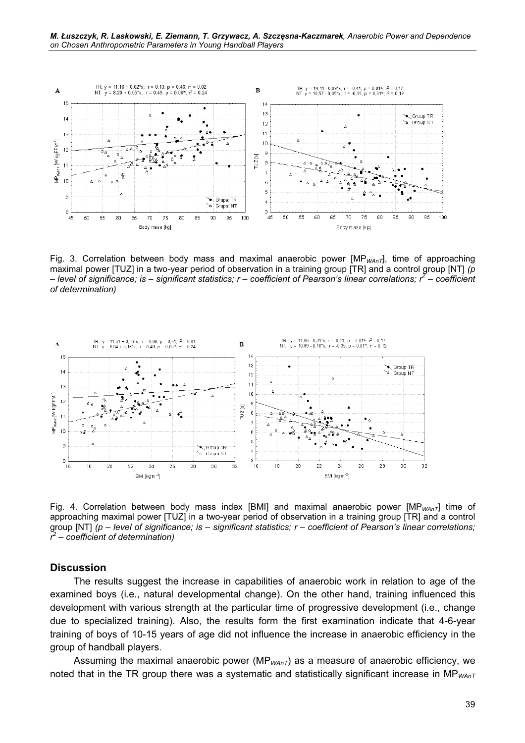Fig. 3. Correlation between body mass and maximal anaerobic power [$MP_{WAnT}$], time of approaching maximal power [TUZ] in a two-year period of observation in a training group [TR] and a control group [NT] *(p – level of significance; is – significant statistics; r – coefficient of Pearson's linear correlations; $r^2$ – coefficient of determination)*

Fig. 4. Correlation between body mass index [BMI] and maximal anaerobic power [$MP_{WAnT}$] time of approaching maximal power [TUZ] in a two-year period of observation in a training group [TR] and a control group [NT] *(p – level of significance; is – significant statistics; r – coefficient of Pearson's linear correlations; $r^2$ – coefficient of determination)*

## Discussion

The results suggest the increase in capabilities of anaerobic work in relation to age of the examined boys (i.e., natural developmental change). On the other hand, training influenced this development with various strength at the particular time of progressive development (i.e., change due to specialized training). Also, the results form the first examination indicate that 4-6-year training of boys of 10-15 years of age did not influence the increase in anaerobic efficiency in the group of handball players.

Assuming the maximal anaerobic power ($MP_{WAnT}$) as a measure of anaerobic efficiency, we noted that in the TR group there was a systematic and statistically significant increase in $MP_{WAnT}$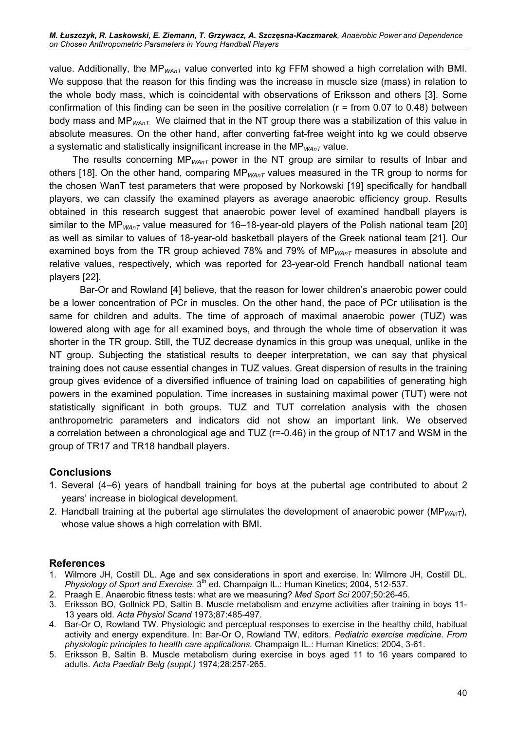value. Additionally, the $MP_{WAnT}$ value converted into kg FFM showed a high correlation with BMI. We suppose that the reason for this finding was the increase in muscle size (mass) in relation to the whole body mass, which is coincidental with observations of Eriksson and others [3]. Some confirmation of this finding can be seen in the positive correlation (r = from 0.07 to 0.48) between body mass and $MP_{WAnT}$. We claimed that in the NT group there was a stabilization of this value in absolute measures. On the other hand, after converting fat-free weight into kg we could observe a systematic and statistically insignificant increase in the $MP_{WAnT}$ value.

The results concerning $MP_{WAnT}$ power in the NT group are similar to results of Inbar and others [18]. On the other hand, comparing $MP_{WAnT}$ values measured in the TR group to norms for the chosen WanT test parameters that were proposed by Norkowski [19] specifically for handball players, we can classify the examined players as average anaerobic efficiency group. Results obtained in this research suggest that anaerobic power level of examined handball players is similar to the $MP_{WAnT}$ value measured for 16–18-year-old players of the Polish national team [20] as well as similar to values of 18-year-old basketball players of the Greek national team [21]. Our examined boys from the TR group achieved 78% and 79% of $MP_{WAnT}$ measures in absolute and relative values, respectively, which was reported for 23-year-old French handball national team players [22].

Bar-Or and Rowland [4] believe, that the reason for lower children's anaerobic power could be a lower concentration of PCr in muscles. On the other hand, the pace of PCr utilisation is the same for children and adults. The time of approach of maximal anaerobic power (TUZ) was lowered along with age for all examined boys, and through the whole time of observation it was shorter in the TR group. Still, the TUZ decrease dynamics in this group was unequal, unlike in the NT group. Subjecting the statistical results to deeper interpretation, we can say that physical training does not cause essential changes in TUZ values. Great dispersion of results in the training group gives evidence of a diversified influence of training load on capabilities of generating high powers in the examined population. Time increases in sustaining maximal power (TUT) were not statistically significant in both groups. TUZ and TUT correlation analysis with the chosen anthropometric parameters and indicators did not show an important link. We observed a correlation between a chronological age and TUZ (r=-0.46) in the group of NT17 and WSM in the group of TR17 and TR18 handball players.

## Conclusions

1. Several (4–6) years of handball training for boys at the pubertal age contributed to about 2 years' increase in biological development.
2. Handball training at the pubertal age stimulates the development of anaerobic power ($MP_{WAnT}$), whose value shows a high correlation with BMI.

## References

1. Wilmore JH, Costill DL. Age and sex considerations in sport and exercise. In: Wilmore JH, Costill DL. *Physiology of Sport and Exercise.* 3th ed. Champaign IL.: Human Kinetics; 2004, 512-537.
2. Praagh E. Anaerobic fitness tests: what are we measuring? *Med Sport Sci* 2007;50:26-45.
3. Eriksson BO, Gollnick PD, Saltin B. Muscle metabolism and enzyme activities after training in boys 11-13 years old. *Acta Physiol Scand* 1973;87:485-497.
4. Bar-Or O, Rowland TW. Physiologic and perceptual responses to exercise in the healthy child, habitual activity and energy expenditure. In: Bar-Or O, Rowland TW, editors. *Pediatric exercise medicine. From physiologic principles to health care applications.* Champaign IL.: Human Kinetics; 2004, 3-61.
5. Eriksson B, Saltin B. Muscle metabolism during exercise in boys aged 11 to 16 years compared to adults. *Acta Paediatr Belg (suppl.)* 1974;28:257-265.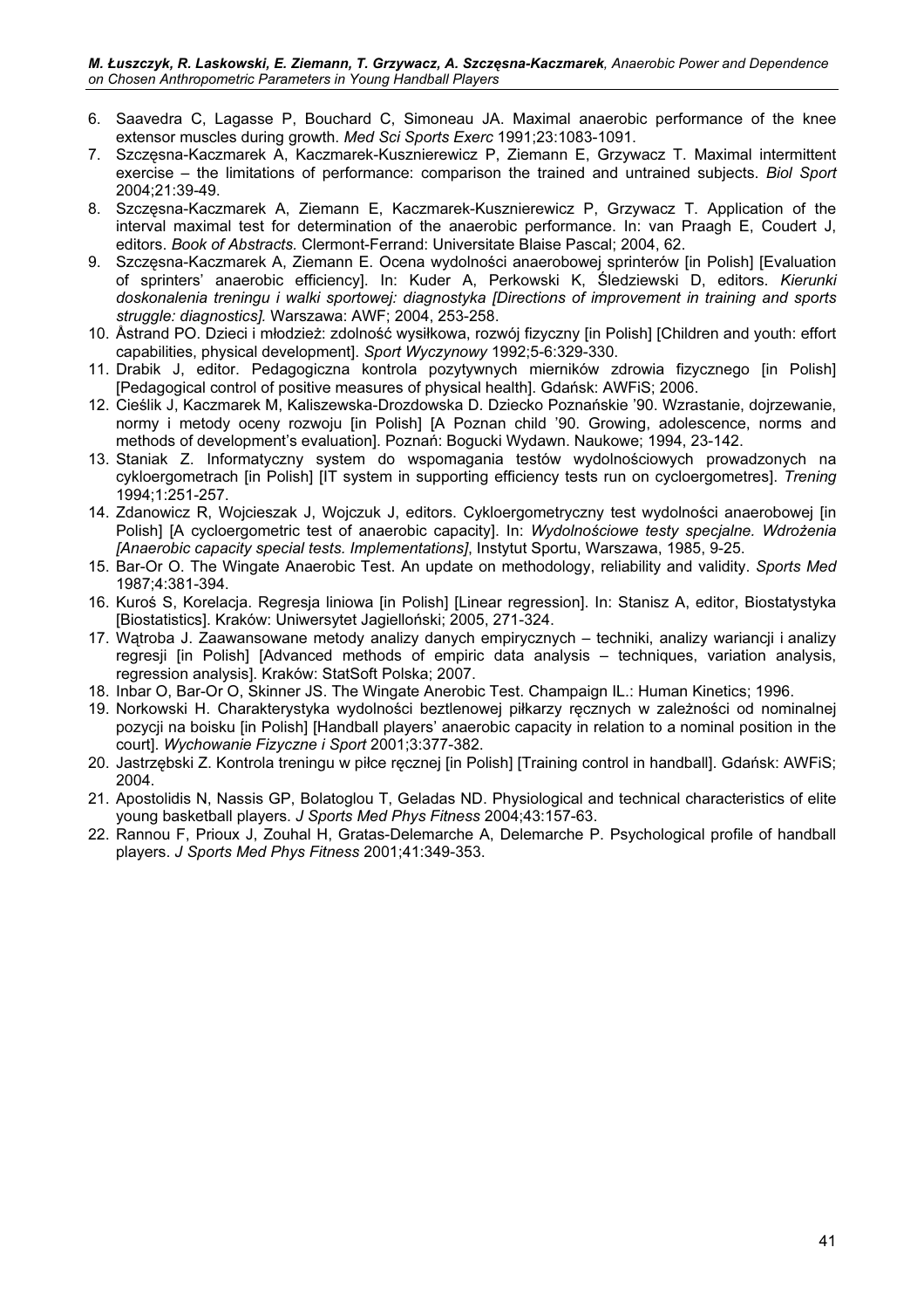6. Saavedra C, Lagasse P, Bouchard C, Simoneau JA. Maximal anaerobic performance of the knee extensor muscles during growth. *Med Sci Sports Exerc* 1991;23:1083-1091.
7. Szczęsna-Kaczmarek A, Kaczmarek-Kusznierewicz P, Ziemann E, Grzywacz T. Maximal intermittent exercise – the limitations of performance: comparison the trained and untrained subjects. *Biol Sport* 2004;21:39-49.
8. Szczęsna-Kaczmarek A, Ziemann E, Kaczmarek-Kusznierewicz P, Grzywacz T. Application of the interval maximal test for determination of the anaerobic performance. In: van Praagh E, Coudert J, editors. *Book of Abstracts.* Clermont-Ferrand: Universitate Blaise Pascal; 2004, 62.
9. Szczęsna-Kaczmarek A, Ziemann E. Ocena wydolności anaerobowej sprinterów [in Polish] [Evaluation of sprinters' anaerobic efficiency]. In: Kuder A, Perkowski K, Śledziewski D, editors. *Kierunki doskonalenia treningu i walki sportowej: diagnostyka [Directions of improvement in training and sports struggle: diagnostics].* Warszawa: AWF; 2004, 253-258.
10. Åstrand PO. Dzieci i młodzież: zdolność wysiłkowa, rozwój fizyczny [in Polish] [Children and youth: effort capabilities, physical development]. *Sport Wyczynowy* 1992;5-6:329-330.
11. Drabik J, editor. Pedagogiczna kontrola pozytywnych mierników zdrowia fizycznego [in Polish] [Pedagogical control of positive measures of physical health]. Gdańsk: AWFiS; 2006.
12. Cieślik J, Kaczmarek M, Kaliszewska-Drozdowska D. Dziecko Poznańskie '90. Wzrastanie, dojrzewanie, normy i metody oceny rozwoju [in Polish] [A Poznan child '90. Growing, adolescence, norms and methods of development's evaluation]. Poznań: Bogucki Wydawn. Naukowe; 1994, 23-142.
13. Staniak Z. Informatyczny system do wspomagania testów wydolnościowych prowadzonych na cykloergometrach [in Polish] [IT system in supporting efficiency tests run on cycloergometres]. *Trening* 1994;1:251-257.
14. Zdanowicz R, Wojcieszak J, Wojczuk J, editors. Cykloergometryczny test wydolności anaerobowej [in Polish] [A cycloergometric test of anaerobic capacity]. In: *Wydolnościowe testy specjalne. Wdrożenia [Anaerobic capacity special tests. Implementations]*, Instytut Sportu, Warszawa, 1985, 9-25.
15. Bar-Or O. The Wingate Anaerobic Test. An update on methodology, reliability and validity. *Sports Med* 1987;4:381-394.
16. Kuroś S, Korelacja. Regresja liniowa [in Polish] [Linear regression]. In: Stanisz A, editor, Biostatystyka [Biostatistics]. Kraków: Uniwersytet Jagielloński; 2005, 271-324.
17. Wątroba J. Zaawansowane metody analizy danych empirycznych – techniki, analizy wariancji i analizy regresji [in Polish] [Advanced methods of empiric data analysis – techniques, variation analysis, regression analysis]. Kraków: StatSoft Polska; 2007.
18. Inbar O, Bar-Or O, Skinner JS. The Wingate Anerobic Test. Champaign IL.: Human Kinetics; 1996.
19. Norkowski H. Charakterystyka wydolności beztlenowej piłkarzy ręcznych w zależności od nominalnej pozycji na boisku [in Polish] [Handball players' anaerobic capacity in relation to a nominal position in the court]. *Wychowanie Fizyczne i Sport* 2001;3:377-382.
20. Jastrzębski Z. Kontrola treningu w piłce ręcznej [in Polish] [Training control in handball]. Gdańsk: AWFiS; 2004.
21. Apostolidis N, Nassis GP, Bolatoglou T, Geladas ND. Physiological and technical characteristics of elite young basketball players. *J Sports Med Phys Fitness* 2004;43:157-63.
22. Rannou F, Prioux J, Zouhal H, Gratas-Delemarche A, Delemarche P. Psychological profile of handball players. *J Sports Med Phys Fitness* 2001;41:349-353.